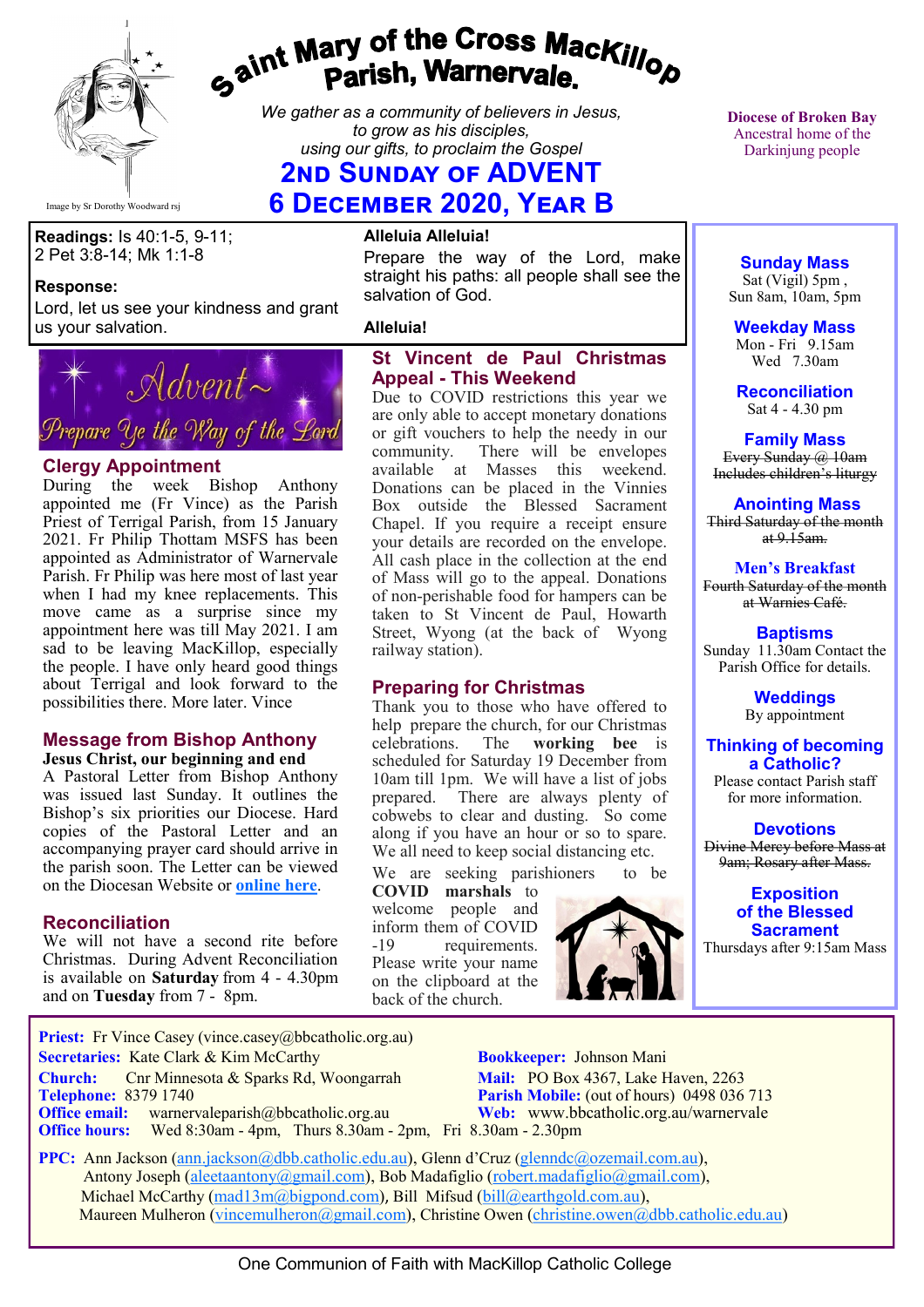# Saint Mary of the Cross MacKillop Parish, Warnervale.

*We gather as a community of believers in Jesus, to grow as his disciples, using our gifts, to proclaim the Gospel*

## 2nd Sunday of Advent
## 6 December 2020, Year B

Image by Sr Dorothy Woodward rsj

**Diocese of Broken Bay**
Ancestral home of the Darkinjung people

**Readings:** Is 40:1-5, 9-11; 2 Pet 3:8-14; Mk 1:1-8

**Response:**
Lord, let us see your kindness and grant us your salvation.

**Alleluia Alleluia!**
Prepare the way of the Lord, make straight his paths: all people shall see the salvation of God.

**Alleluia!**

Advent~ Prepare Ye the Way of the Lord

### Clergy Appointment

During the week Bishop Anthony appointed me (Fr Vince) as the Parish Priest of Terrigal Parish, from 15 January 2021. Fr Philip Thottam MSFS has been appointed as Administrator of Warnervale Parish. Fr Philip was here most of last year when I had my knee replacements. This move came as a surprise since my appointment here was till May 2021. I am sad to be leaving MacKillop, especially the people. I have only heard good things about Terrigal and look forward to the possibilities there. More later. Vince

### Message from Bishop Anthony

**Jesus Christ, our beginning and end**
A Pastoral Letter from Bishop Anthony was issued last Sunday. It outlines the Bishop's six priorities our Diocese. Hard copies of the Pastoral Letter and an accompanying prayer card should arrive in the parish soon. The Letter can be viewed on the Diocesan Website or **online here**.

### Reconciliation

We will not have a second rite before Christmas. During Advent Reconciliation is available on **Saturday** from 4 - 4.30pm and on **Tuesday** from 7 - 8pm.

### St Vincent de Paul Christmas Appeal - This Weekend

Due to COVID restrictions this year we are only able to accept monetary donations or gift vouchers to help the needy in our community. There will be envelopes available at Masses this weekend. Donations can be placed in the Vinnies Box outside the Blessed Sacrament Chapel. If you require a receipt ensure your details are recorded on the envelope. All cash place in the collection at the end of Mass will go to the appeal. Donations of non-perishable food for hampers can be taken to St Vincent de Paul, Howarth Street, Wyong (at the back of Wyong railway station).

### Preparing for Christmas

Thank you to those who have offered to help prepare the church, for our Christmas celebrations. The **working bee** is scheduled for Saturday 19 December from 10am till 1pm. We will have a list of jobs prepared. There are always plenty of cobwebs to clear and dusting. So come along if you have an hour or so to spare. We all need to keep social distancing etc.

We are seeking parishioners to be **COVID marshals** to welcome people and inform them of COVID-19 requirements. Please write your name on the clipboard at the back of the church.

**Sunday Mass**
Sat (Vigil) 5pm ,
Sun 8am, 10am, 5pm

**Weekday Mass**
Mon - Fri 9.15am
Wed 7.30am

**Reconciliation**
Sat 4 - 4.30 pm

**Family Mass**
~~Every Sunday @ 10am~~
~~Includes children's liturgy~~

**Anointing Mass**
~~Third Saturday of the month at 9.15am.~~

**Men's Breakfast**
~~Fourth Saturday of the month at Warnies Café.~~

**Baptisms**
Sunday 11.30am Contact the Parish Office for details.

**Weddings**
By appointment

**Thinking of becoming a Catholic?**
Please contact Parish staff for more information.

**Devotions**
~~Divine Mercy before Mass at 9am; Rosary after Mass.~~

**Exposition of the Blessed Sacrament**
Thursdays after 9:15am Mass

---

**Priest:** Fr Vince Casey (vince.casey@bbcatholic.org.au)
**Secretaries:** Kate Clark & Kim McCarthy
**Bookkeeper:** Johnson Mani
**Church:** Cnr Minnesota & Sparks Rd, Woongarrah
**Mail:** PO Box 4367, Lake Haven, 2263
**Telephone:** 8379 1740
**Parish Mobile:** (out of hours) 0498 036 713
**Office email:** warnervaleparish@bbcatholic.org.au
**Web:** www.bbcatholic.org.au/warnervale
**Office hours:** Wed 8:30am - 4pm, Thurs 8.30am - 2pm, Fri 8.30am - 2.30pm

**PPC:** Ann Jackson (ann.jackson@dbb.catholic.edu.au), Glenn d'Cruz (glenndc@ozemail.com.au), Antony Joseph (aleetaantony@gmail.com), Bob Madafiglio (robert.madafiglio@gmail.com), Michael McCarthy (mad13m@bigpond.com), Bill Mifsud (bill@earthgold.com.au), Maureen Mulheron (vincemulheron@gmail.com), Christine Owen (christine.owen@dbb.catholic.edu.au)

One Communion of Faith with MacKillop Catholic College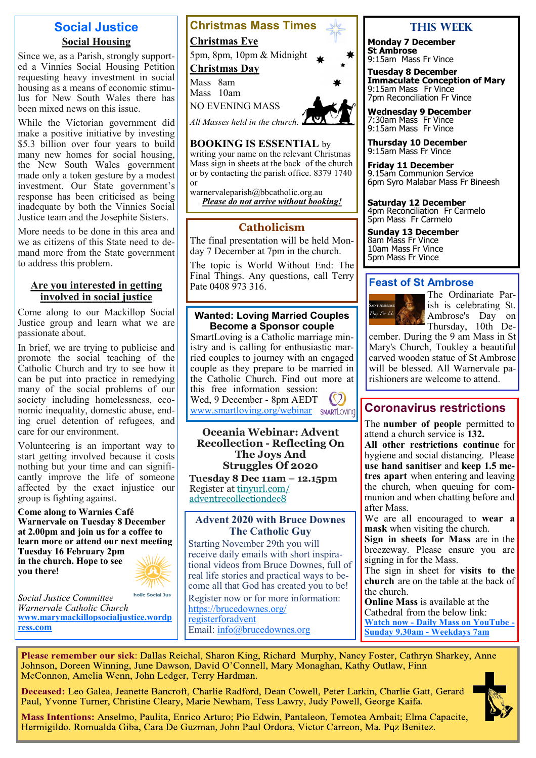# Social Justice

## Social Housing

Since we, as a Parish, strongly supported a Vinnies Social Housing Petition requesting heavy investment in social housing as a means of economic stimulus for New South Wales there has been mixed news on this issue.

While the Victorian government did make a positive initiative by investing $5.3 billion over four years to build many new homes for social housing, the New South Wales government made only a token gesture by a modest investment. Our State government's response has been criticised as being inadequate by both the Vinnies Social Justice team and the Josephite Sisters.

More needs to be done in this area and we as citizens of this State need to demand more from the State government to address this problem.

### Are you interested in getting involved in social justice

Come along to our Mackillop Social Justice group and learn what we are passionate about.

In brief, we are trying to publicise and promote the social teaching of the Catholic Church and try to see how it can be put into practice in remedying many of the social problems of our society including homelessness, economic inequality, domestic abuse, ending cruel detention of refugees, and care for our environment.

Volunteering is an important way to start getting involved because it costs nothing but your time and can significantly improve the life of someone affected by the exact injustice our group is fighting against.

**Come along to Warnies Café Warnervale on Tuesday 8 December at 2.00pm and join us for a coffee to learn more or attend our next meeting Tuesday 16 February 2pm in the church. Hope to see you there!**

*Social Justice Committee*
*Warnervale Catholic Church*
**www.marymackillopsocialjustice.wordpress.com**

# Christmas Mass Times

**Christmas Eve**

5pm, 8pm, 10pm & Midnight

**Christmas Day**

Mass 8am
Mass 10am
NO EVENING MASS

*All Masses held in the church.*

**BOOKING IS ESSENTIAL** by writing your name on the relevant Christmas Mass sign in sheets at the back of the church or by contacting the parish office. 8379 1740 or warnervaleparish@bbcatholic.org.au

***Please do not arrive without booking!***

## Catholicism

The final presentation will be held Monday 7 December at 7pm in the church.

The topic is World Without End: The Final Things. Any questions, call Terry Pate 0408 973 316.

## Wanted: Loving Married Couples Become a Sponsor couple

SmartLoving is a Catholic marriage ministry and is calling for enthusiastic married couples to journey with an engaged couple as they prepare to be married in the Catholic Church. Find out more at this free information session: Wed, 9 December - 8pm AEDT
www.smartloving.org/webinar

## Oceania Webinar: Advent Recollection - Reflecting On The Joys And Struggles Of 2020

**Tuesday 8 Dec 11am – 12.15pm**
Register at tinyurl.com/adventrecollectiondec8

## Advent 2020 with Bruce Downes The Catholic Guy

Starting November 29th you will receive daily emails with short inspirational videos from Bruce Downes, full of real life stories and practical ways to become all that God has created you to be!

Register now or for more information: https://brucedownes.org/registerforadvent
Email: info@brucedownes.org

# THIS WEEK

**Monday 7 December**
**St Ambrose**
9:15am Mass Fr Vince

**Tuesday 8 December**
**Immaculate Conception of Mary**
9:15am Mass Fr Vince
7pm Reconciliation Fr Vince

**Wednesday 9 December**
7:30am Mass Fr Vince
9:15am Mass Fr Vince

**Thursday 10 December**
9:15am Mass Fr Vince

**Friday 11 December**
9.15am Communion Service
6pm Syro Malabar Mass Fr Bineesh

**Saturday 12 December**
4pm Reconciliation Fr Carmelo
5pm Mass Fr Carmelo

**Sunday 13 December**
8am Mass Fr Vince
10am Mass Fr Vince
5pm Mass Fr Vince

## Feast of St Ambrose

The Ordinariate Parish is celebrating St. Ambrose's Day on Thursday, 10th December. During the 9 am Mass in St Mary's Church, Toukley a beautiful carved wooden statue of St Ambrose will be blessed. All Warnervale parishioners are welcome to attend.

## Coronavirus restrictions

The **number of people** permitted to attend a church service is **132.**

**All other restrictions continue** for hygiene and social distancing. Please **use hand sanitiser** and **keep 1.5 metres apart** when entering and leaving the church, when queuing for communion and when chatting before and after Mass.

We are all encouraged to **wear a mask** when visiting the church.

**Sign in sheets for Mass** are in the breezeway. Please ensure you are signing in for the Mass.

The sign in sheet for **visits to the church** are on the table at the back of the church.

**Online Mass** is available at the Cathedral from the below link:
**Watch now - Daily Mass on YouTube - Sunday 9.30am - Weekdays 7am**

**Please remember our sick**: Dallas Reichal, Sharon King, Richard Murphy, Nancy Foster, Cathryn Sharkey, Anne Johnson, Doreen Winning, June Dawson, David O'Connell, Mary Monaghan, Kathy Outlaw, Finn McConnon, Amelia Wenn, John Ledger, Terry Hardman.

**Deceased:** Leo Galea, Jeanette Bancroft, Charlie Radford, Dean Cowell, Peter Larkin, Charlie Gatt, Gerard Paul, Yvonne Turner, Christine Cleary, Marie Newham, Tess Lawry, Judy Powell, George Kaifa.

**Mass Intentions:** Anselmo, Paulita, Enrico Arturo; Pio Edwin, Pantaleon, Temotea Ambait; Elma Capacite, Hermigildo, Romualda Giba, Cara De Guzman, John Paul Ordora, Victor Carreon, Ma. Pqz Benitez.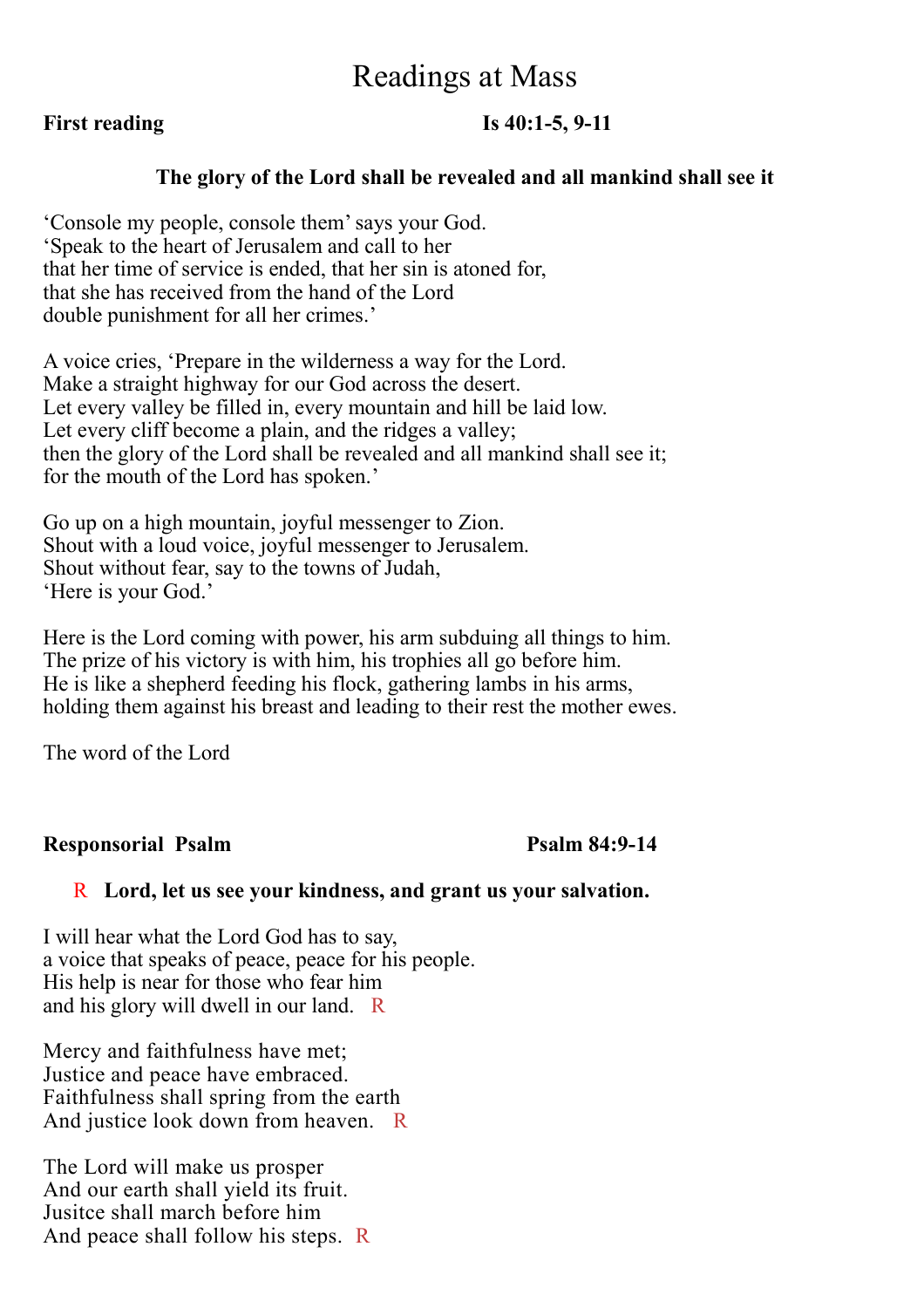# Readings at Mass

**First reading** **Is 40:1-5, 9-11**

**The glory of the Lord shall be revealed and all mankind shall see it**

'Console my people, console them' says your God.
'Speak to the heart of Jerusalem and call to her
that her time of service is ended, that her sin is atoned for,
that she has received from the hand of the Lord
double punishment for all her crimes.'

A voice cries, 'Prepare in the wilderness a way for the Lord.
Make a straight highway for our God across the desert.
Let every valley be filled in, every mountain and hill be laid low.
Let every cliff become a plain, and the ridges a valley;
then the glory of the Lord shall be revealed and all mankind shall see it;
for the mouth of the Lord has spoken.'

Go up on a high mountain, joyful messenger to Zion.
Shout with a loud voice, joyful messenger to Jerusalem.
Shout without fear, say to the towns of Judah,
'Here is your God.'

Here is the Lord coming with power, his arm subduing all things to him.
The prize of his victory is with him, his trophies all go before him.
He is like a shepherd feeding his flock, gathering lambs in his arms,
holding them against his breast and leading to their rest the mother ewes.

The word of the Lord

**Responsorial Psalm** **Psalm 84:9-14**

R **Lord, let us see your kindness, and grant us your salvation.**

I will hear what the Lord God has to say,
a voice that speaks of peace, peace for his people.
His help is near for those who fear him
and his glory will dwell in our land. R

Mercy and faithfulness have met;
Justice and peace have embraced.
Faithfulness shall spring from the earth
And justice look down from heaven. R

The Lord will make us prosper
And our earth shall yield its fruit.
Jusitce shall march before him
And peace shall follow his steps. R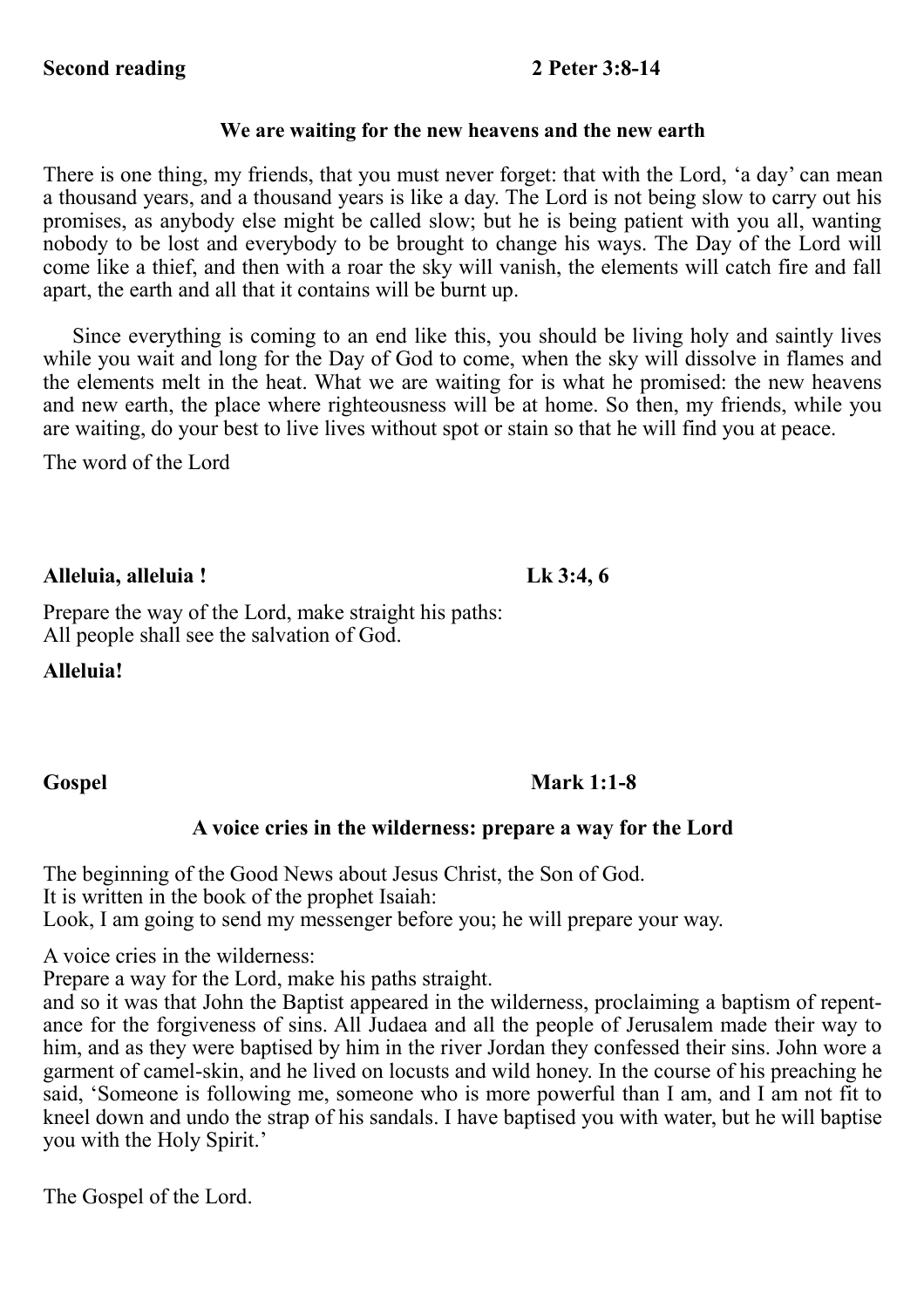**Second reading** **2 Peter 3:8-14**

**We are waiting for the new heavens and the new earth**

There is one thing, my friends, that you must never forget: that with the Lord, 'a day' can mean a thousand years, and a thousand years is like a day. The Lord is not being slow to carry out his promises, as anybody else might be called slow; but he is being patient with you all, wanting nobody to be lost and everybody to be brought to change his ways. The Day of the Lord will come like a thief, and then with a roar the sky will vanish, the elements will catch fire and fall apart, the earth and all that it contains will be burnt up.

Since everything is coming to an end like this, you should be living holy and saintly lives while you wait and long for the Day of God to come, when the sky will dissolve in flames and the elements melt in the heat. What we are waiting for is what he promised: the new heavens and new earth, the place where righteousness will be at home. So then, my friends, while you are waiting, do your best to live lives without spot or stain so that he will find you at peace.

The word of the Lord

**Alleluia, alleluia !** **Lk 3:4, 6**

Prepare the way of the Lord, make straight his paths:
All people shall see the salvation of God.

**Alleluia!**

**Gospel** **Mark 1:1-8**

**A voice cries in the wilderness: prepare a way for the Lord**

The beginning of the Good News about Jesus Christ, the Son of God.
It is written in the book of the prophet Isaiah:
Look, I am going to send my messenger before you; he will prepare your way.

A voice cries in the wilderness:
Prepare a way for the Lord, make his paths straight.
and so it was that John the Baptist appeared in the wilderness, proclaiming a baptism of repentance for the forgiveness of sins. All Judaea and all the people of Jerusalem made their way to him, and as they were baptised by him in the river Jordan they confessed their sins. John wore a garment of camel-skin, and he lived on locusts and wild honey. In the course of his preaching he said, 'Someone is following me, someone who is more powerful than I am, and I am not fit to kneel down and undo the strap of his sandals. I have baptised you with water, but he will baptise you with the Holy Spirit.'

The Gospel of the Lord.